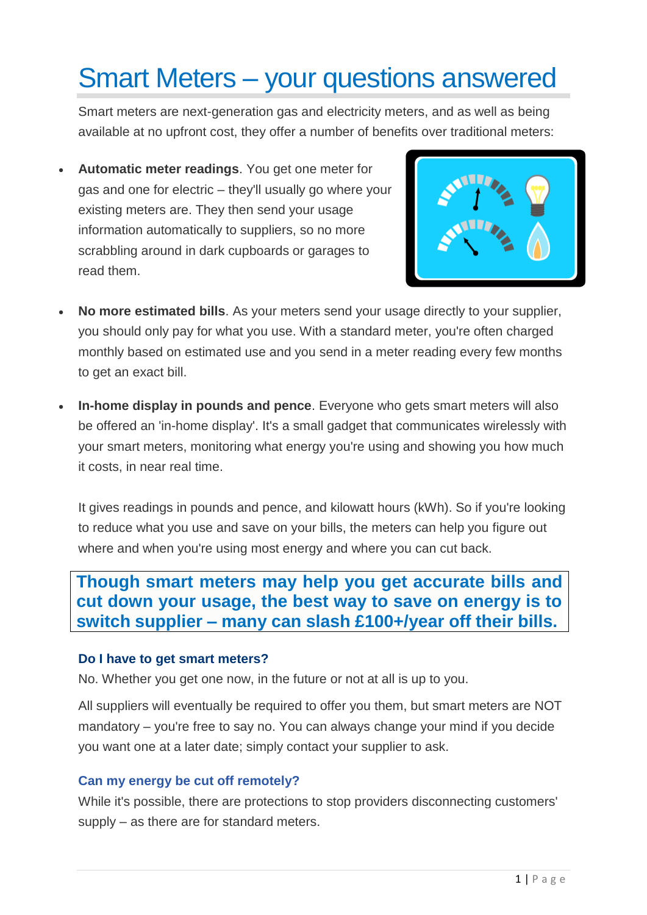# Smart Meters – your questions answered

Smart meters are next-generation gas and electricity meters, and as well as being available at no upfront cost, they offer a number of benefits over traditional meters:

- **Automatic meter readings**. You get one meter for gas and one for electric – they'll usually go where your existing meters are. They then send your usage information automatically to suppliers, so no more scrabbling around in dark cupboards or garages to read them.

- **No more estimated bills**. As your meters send your usage directly to your supplier, you should only pay for what you use. With a standard meter, you're often charged monthly based on estimated use and you send in a meter reading every few months to get an exact bill.

- **In-home display in pounds and pence**. Everyone who gets smart meters will also be offered an 'in-home display'. It's a small gadget that communicates wirelessly with your smart meters, monitoring what energy you're using and showing you how much it costs, in near real time.

  It gives readings in pounds and pence, and kilowatt hours (kWh). So if you're looking to reduce what you use and save on your bills, the meters can help you figure out where and when you're using most energy and where you can cut back.

**Though smart meters may help you get accurate bills and cut down your usage, the best way to save on energy is to switch supplier – many can slash £100+/year off their bills.**

### Do I have to get smart meters?

No. Whether you get one now, in the future or not at all is up to you.

All suppliers will eventually be required to offer you them, but smart meters are NOT mandatory – you're free to say no. You can always change your mind if you decide you want one at a later date; simply contact your supplier to ask.

### Can my energy be cut off remotely?

While it's possible, there are protections to stop providers disconnecting customers' supply – as there are for standard meters.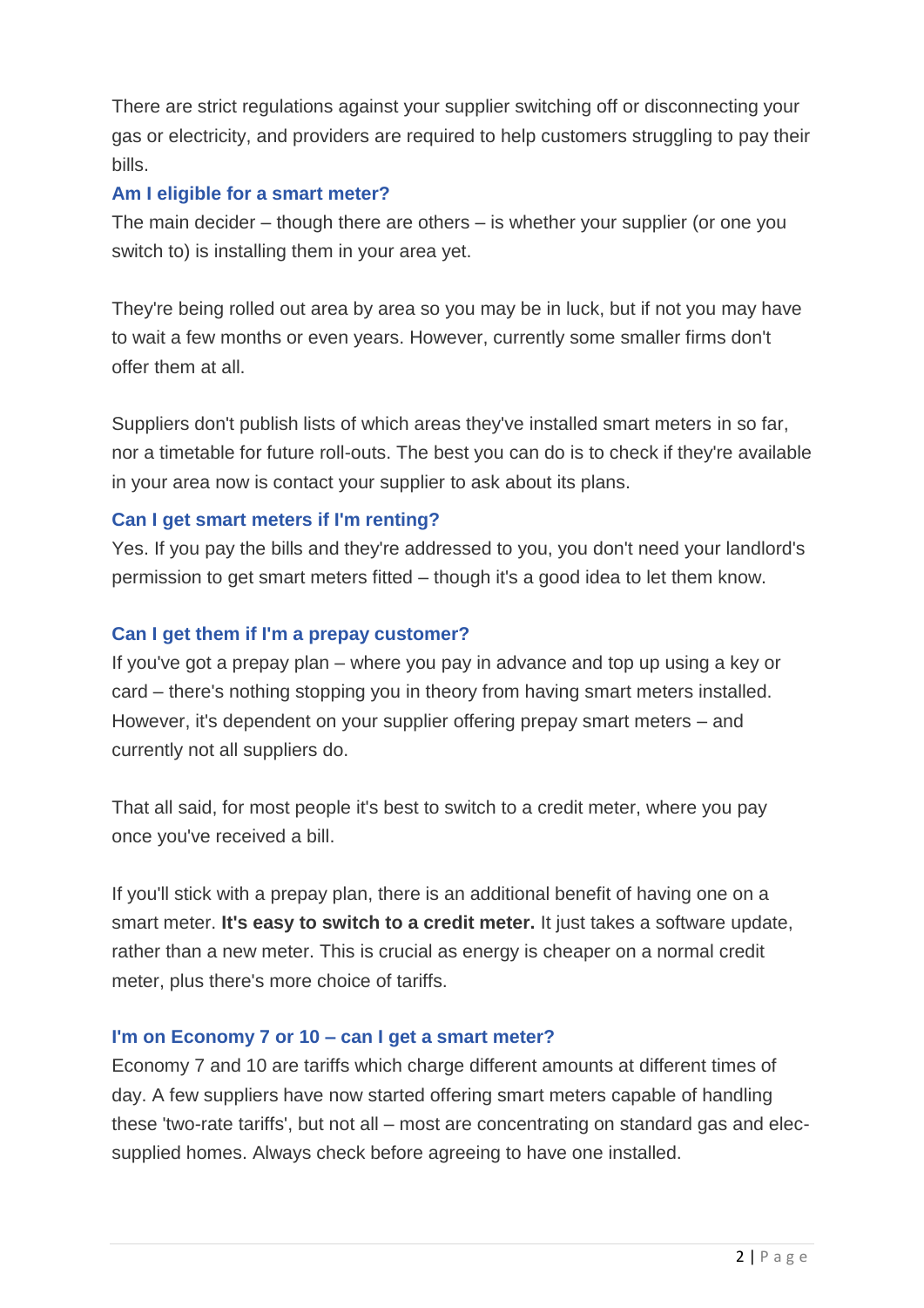There are strict regulations against your supplier switching off or disconnecting your gas or electricity, and providers are required to help customers struggling to pay their bills.

### Am I eligible for a smart meter?

The main decider – though there are others – is whether your supplier (or one you switch to) is installing them in your area yet.

They're being rolled out area by area so you may be in luck, but if not you may have to wait a few months or even years. However, currently some smaller firms don't offer them at all.

Suppliers don't publish lists of which areas they've installed smart meters in so far, nor a timetable for future roll-outs. The best you can do is to check if they're available in your area now is contact your supplier to ask about its plans.

### Can I get smart meters if I'm renting?

Yes. If you pay the bills and they're addressed to you, you don't need your landlord's permission to get smart meters fitted – though it's a good idea to let them know.

### Can I get them if I'm a prepay customer?

If you've got a prepay plan – where you pay in advance and top up using a key or card – there's nothing stopping you in theory from having smart meters installed. However, it's dependent on your supplier offering prepay smart meters – and currently not all suppliers do.

That all said, for most people it's best to switch to a credit meter, where you pay once you've received a bill.

If you'll stick with a prepay plan, there is an additional benefit of having one on a smart meter. **It's easy to switch to a credit meter.** It just takes a software update, rather than a new meter. This is crucial as energy is cheaper on a normal credit meter, plus there's more choice of tariffs.

### I'm on Economy 7 or 10 – can I get a smart meter?

Economy 7 and 10 are tariffs which charge different amounts at different times of day. A few suppliers have now started offering smart meters capable of handling these 'two-rate tariffs', but not all – most are concentrating on standard gas and elec-supplied homes. Always check before agreeing to have one installed.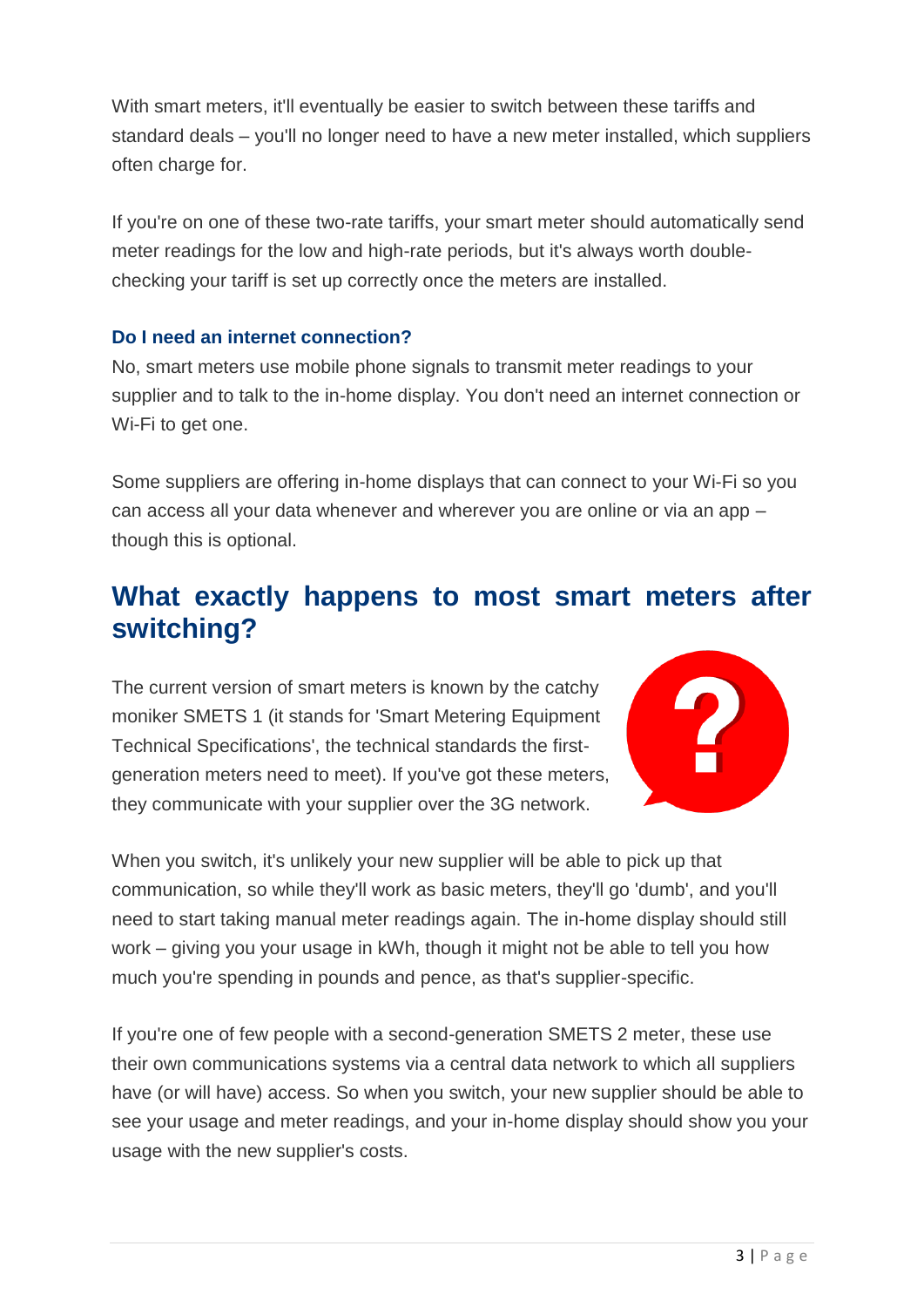With smart meters, it'll eventually be easier to switch between these tariffs and standard deals – you'll no longer need to have a new meter installed, which suppliers often charge for.

If you're on one of these two-rate tariffs, your smart meter should automatically send meter readings for the low and high-rate periods, but it's always worth double-checking your tariff is set up correctly once the meters are installed.

### Do I need an internet connection?

No, smart meters use mobile phone signals to transmit meter readings to your supplier and to talk to the in-home display. You don't need an internet connection or Wi-Fi to get one.

Some suppliers are offering in-home displays that can connect to your Wi-Fi so you can access all your data whenever and wherever you are online or via an app – though this is optional.

## What exactly happens to most smart meters after switching?

The current version of smart meters is known by the catchy moniker SMETS 1 (it stands for 'Smart Metering Equipment Technical Specifications', the technical standards the first-generation meters need to meet). If you've got these meters, they communicate with your supplier over the 3G network.

When you switch, it's unlikely your new supplier will be able to pick up that communication, so while they'll work as basic meters, they'll go 'dumb', and you'll need to start taking manual meter readings again. The in-home display should still work – giving you your usage in kWh, though it might not be able to tell you how much you're spending in pounds and pence, as that's supplier-specific.

If you're one of few people with a second-generation SMETS 2 meter, these use their own communications systems via a central data network to which all suppliers have (or will have) access. So when you switch, your new supplier should be able to see your usage and meter readings, and your in-home display should show you your usage with the new supplier's costs.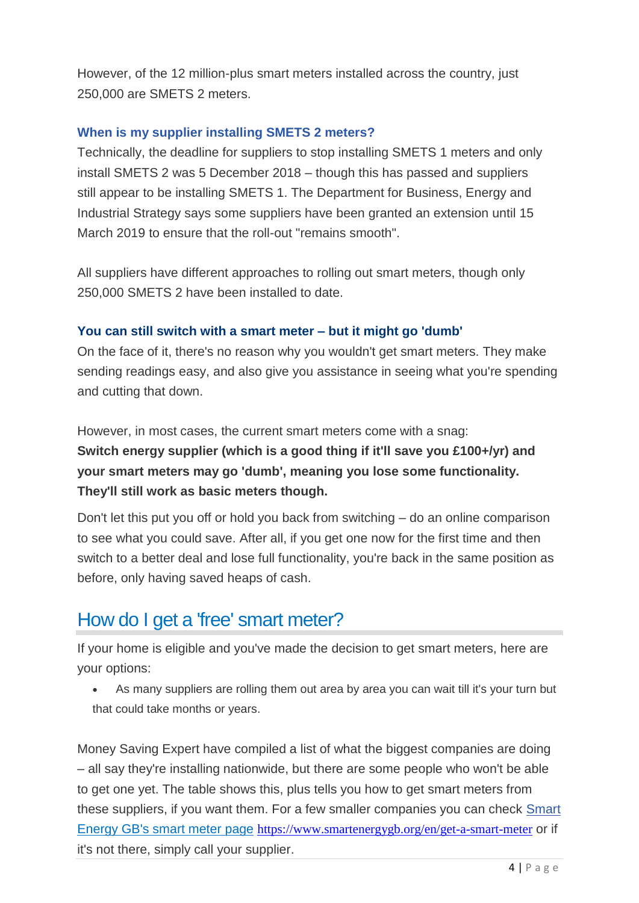However, of the 12 million-plus smart meters installed across the country, just 250,000 are SMETS 2 meters.

### When is my supplier installing SMETS 2 meters?

Technically, the deadline for suppliers to stop installing SMETS 1 meters and only install SMETS 2 was 5 December 2018 – though this has passed and suppliers still appear to be installing SMETS 1. The Department for Business, Energy and Industrial Strategy says some suppliers have been granted an extension until 15 March 2019 to ensure that the roll-out "remains smooth".

All suppliers have different approaches to rolling out smart meters, though only 250,000 SMETS 2 have been installed to date.

### You can still switch with a smart meter – but it might go 'dumb'

On the face of it, there's no reason why you wouldn't get smart meters. They make sending readings easy, and also give you assistance in seeing what you're spending and cutting that down.

However, in most cases, the current smart meters come with a snag:
**Switch energy supplier (which is a good thing if it'll save you £100+/yr) and your smart meters may go 'dumb', meaning you lose some functionality. They'll still work as basic meters though.**

Don't let this put you off or hold you back from switching – do an online comparison to see what you could save. After all, if you get one now for the first time and then switch to a better deal and lose full functionality, you're back in the same position as before, only having saved heaps of cash.

## How do I get a 'free' smart meter?

If your home is eligible and you've made the decision to get smart meters, here are your options:

- As many suppliers are rolling them out area by area you can wait till it's your turn but that could take months or years.

Money Saving Expert have compiled a list of what the biggest companies are doing – all say they're installing nationwide, but there are some people who won't be able to get one yet. The table shows this, plus tells you how to get smart meters from these suppliers, if you want them. For a few smaller companies you can check Smart Energy GB's smart meter page https://www.smartenergygb.org/en/get-a-smart-meter or if it's not there, simply call your supplier.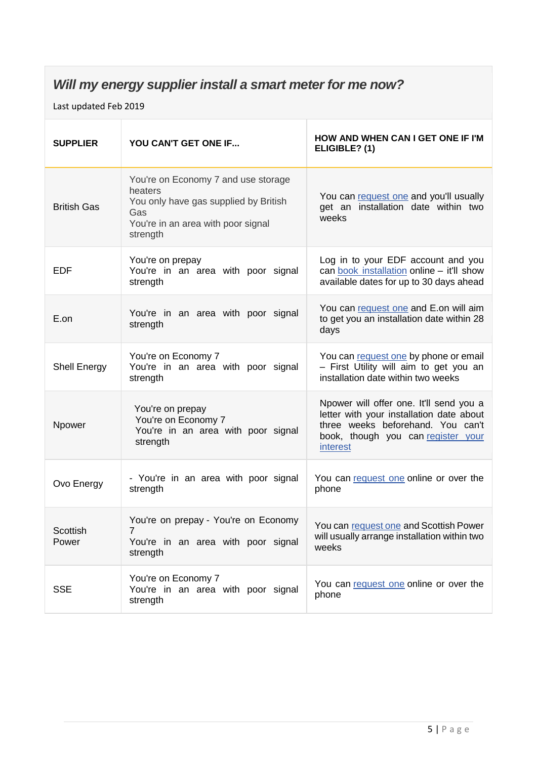## *Will my energy supplier install a smart meter for me now?*

Last updated Feb 2019

| SUPPLIER | YOU CAN'T GET ONE IF... | HOW AND WHEN CAN I GET ONE IF I'M ELIGIBLE? (1) |
|---|---|---|
| British Gas | You're on Economy 7 and use storage heaters<br>You only have gas supplied by British Gas<br>You're in an area with poor signal strength | You can request one and you'll usually get an installation date within two weeks |
| EDF | You're on prepay<br>You're in an area with poor signal strength | Log in to your EDF account and you can book installation online – it'll show available dates for up to 30 days ahead |
| E.on | You're in an area with poor signal strength | You can request one and E.on will aim to get you an installation date within 28 days |
| Shell Energy | You're on Economy 7<br>You're in an area with poor signal strength | You can request one by phone or email – First Utility will aim to get you an installation date within two weeks |
| Npower | You're on prepay<br>You're on Economy 7<br>You're in an area with poor signal strength | Npower will offer one. It'll send you a letter with your installation date about three weeks beforehand. You can't book, though you can register your interest |
| Ovo Energy | - You're in an area with poor signal strength | You can request one online or over the phone |
| Scottish Power | You're on prepay - You're on Economy 7<br>You're in an area with poor signal strength | You can request one and Scottish Power will usually arrange installation within two weeks |
| SSE | You're on Economy 7<br>You're in an area with poor signal strength | You can request one online or over the phone |